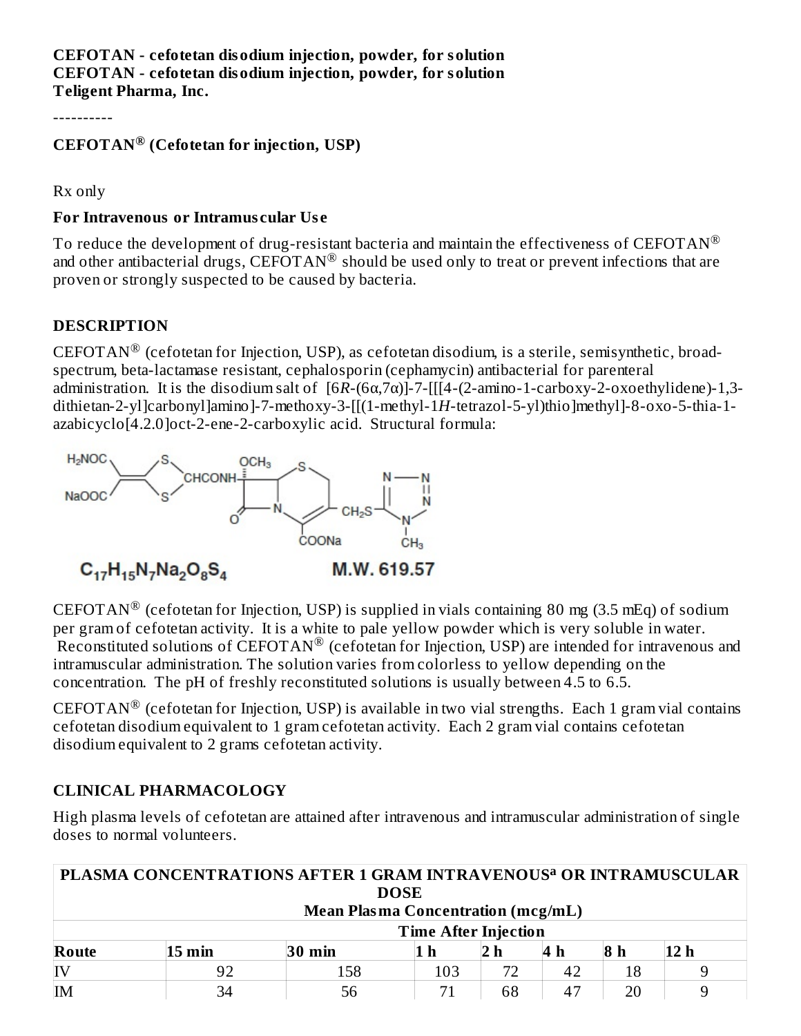**CEFOTAN - cefotetan disodium injection, powder, for solution**
**CEFOTAN - cefotetan disodium injection, powder, for solution**
**Teligent Pharma, Inc.**

----------

## CEFOTAN® (Cefotetan for injection, USP)

Rx only

**For Intravenous or Intramuscular Use**

To reduce the development of drug-resistant bacteria and maintain the effectiveness of CEFOTAN® and other antibacterial drugs, CEFOTAN® should be used only to treat or prevent infections that are proven or strongly suspected to be caused by bacteria.

## DESCRIPTION

CEFOTAN® (cefotetan for Injection, USP), as cefotetan disodium, is a sterile, semisynthetic, broad-spectrum, beta-lactamase resistant, cephalosporin (cephamycin) antibacterial for parenteral administration. It is the disodium salt of [6*R*-(6α,7α)]-7-[[[4-(2-amino-1-carboxy-2-oxoethylidene)-1,3-dithietan-2-yl]carbonyl]amino]-7-methoxy-3-[[(1-methyl-1*H*-tetrazol-5-yl)thio]methyl]-8-oxo-5-thia-1-azabicyclo[4.2.0]oct-2-ene-2-carboxylic acid. Structural formula:

$C_{17}H_{15}N_7Na_2O_8S_4$ M.W. 619.57

CEFOTAN® (cefotetan for Injection, USP) is supplied in vials containing 80 mg (3.5 mEq) of sodium per gram of cefotetan activity. It is a white to pale yellow powder which is very soluble in water. Reconstituted solutions of CEFOTAN® (cefotetan for Injection, USP) are intended for intravenous and intramuscular administration. The solution varies from colorless to yellow depending on the concentration. The pH of freshly reconstituted solutions is usually between 4.5 to 6.5.

CEFOTAN® (cefotetan for Injection, USP) is available in two vial strengths. Each 1 gram vial contains cefotetan disodium equivalent to 1 gram cefotetan activity. Each 2 gram vial contains cefotetan disodium equivalent to 2 grams cefotetan activity.

## CLINICAL PHARMACOLOGY

High plasma levels of cefotetan are attained after intravenous and intramuscular administration of single doses to normal volunteers.

| PLASMA CONCENTRATIONS AFTER 1 GRAM INTRAVENOUS[a] OR INTRAMUSCULAR DOSE Mean Plasma Concentration (mcg/mL) | | | | | | | |
|---|---|---|---|---|---|---|---|
| | Time After Injection | | | | | | |
| Route | 15 min | 30 min | 1 h | 2 h | 4 h | 8 h | 12 h |
| IV | 92 | 158 | 103 | 72 | 42 | 18 | 9 |
| IM | 34 | 56 | 71 | 68 | 47 | 20 | 9 |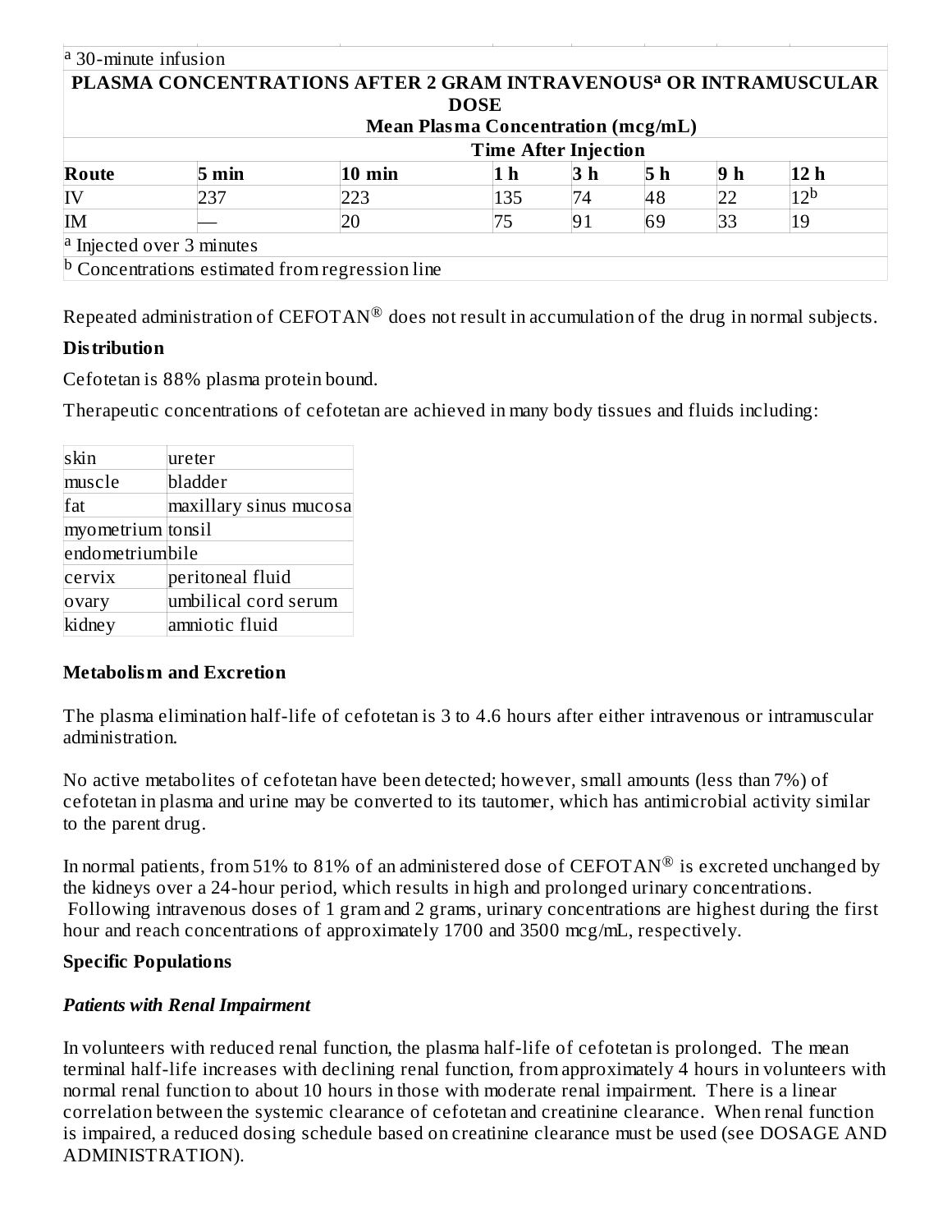[a] 30-minute infusion

| PLASMA CONCENTRATIONS AFTER 2 GRAM INTRAVENOUS[a] OR INTRAMUSCULAR DOSE | | | | | | | |
|---|---|---|---|---|---|---|---|
| Mean Plasma Concentration (mcg/mL) | | | | | | | |
| | Time After Injection | | | | | | |
| **Route** | **5 min** | **10 min** | **1 h** | **3 h** | **5 h** | **9 h** | **12 h** |
| IV | 237 | 223 | 135 | 74 | 48 | 22 | 12[b] |
| IM | — | 20 | 75 | 91 | 69 | 33 | 19 |

[a] Injected over 3 minutes

[b] Concentrations estimated from regression line

Repeated administration of CEFOTAN® does not result in accumulation of the drug in normal subjects.

**Distribution**

Cefotetan is 88% plasma protein bound.

Therapeutic concentrations of cefotetan are achieved in many body tissues and fluids including:

| | |
|---|---|
| skin | ureter |
| muscle | bladder |
| fat | maxillary sinus mucosa |
| myometrium | tonsil |
| endometrium | bile |
| cervix | peritoneal fluid |
| ovary | umbilical cord serum |
| kidney | amniotic fluid |

**Metabolism and Excretion**

The plasma elimination half-life of cefotetan is 3 to 4.6 hours after either intravenous or intramuscular administration.

No active metabolites of cefotetan have been detected; however, small amounts (less than 7%) of cefotetan in plasma and urine may be converted to its tautomer, which has antimicrobial activity similar to the parent drug.

In normal patients, from 51% to 81% of an administered dose of CEFOTAN® is excreted unchanged by the kidneys over a 24-hour period, which results in high and prolonged urinary concentrations. Following intravenous doses of 1 gram and 2 grams, urinary concentrations are highest during the first hour and reach concentrations of approximately 1700 and 3500 mcg/mL, respectively.

**Specific Populations**

***Patients with Renal Impairment***

In volunteers with reduced renal function, the plasma half-life of cefotetan is prolonged. The mean terminal half-life increases with declining renal function, from approximately 4 hours in volunteers with normal renal function to about 10 hours in those with moderate renal impairment. There is a linear correlation between the systemic clearance of cefotetan and creatinine clearance. When renal function is impaired, a reduced dosing schedule based on creatinine clearance must be used (see DOSAGE AND ADMINISTRATION).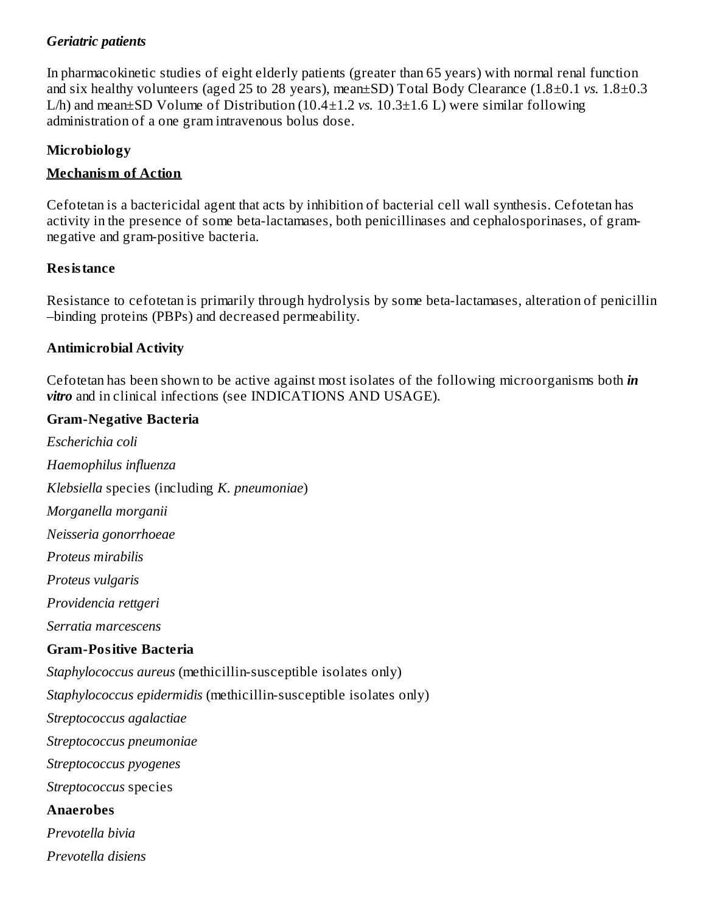*Geriatric patients*

In pharmacokinetic studies of eight elderly patients (greater than 65 years) with normal renal function and six healthy volunteers (aged 25 to 28 years), mean±SD) Total Body Clearance (1.8±0.1 *vs.* 1.8±0.3 L/h) and mean±SD Volume of Distribution (10.4±1.2 *vs.* 10.3±1.6 L) were similar following administration of a one gram intravenous bolus dose.

## Microbiology

### Mechanism of Action

Cefotetan is a bactericidal agent that acts by inhibition of bacterial cell wall synthesis. Cefotetan has activity in the presence of some beta-lactamases, both penicillinases and cephalosporinases, of gram-negative and gram-positive bacteria.

### Resistance

Resistance to cefotetan is primarily through hydrolysis by some beta-lactamases, alteration of penicillin –binding proteins (PBPs) and decreased permeability.

### Antimicrobial Activity

Cefotetan has been shown to be active against most isolates of the following microorganisms both ***in vitro*** and in clinical infections (see INDICATIONS AND USAGE).

**Gram-Negative Bacteria**

*Escherichia coli*

*Haemophilus influenza*

*Klebsiella* species (including *K. pneumoniae*)

*Morganella morganii*

*Neisseria gonorrhoeae*

*Proteus mirabilis*

*Proteus vulgaris*

*Providencia rettgeri*

*Serratia marcescens*

**Gram-Positive Bacteria**

*Staphylococcus aureus* (methicillin-susceptible isolates only)

*Staphylococcus epidermidis* (methicillin-susceptible isolates only)

*Streptococcus agalactiae*

*Streptococcus pneumoniae*

*Streptococcus pyogenes*

*Streptococcus* species

**Anaerobes**

*Prevotella bivia*

*Prevotella disiens*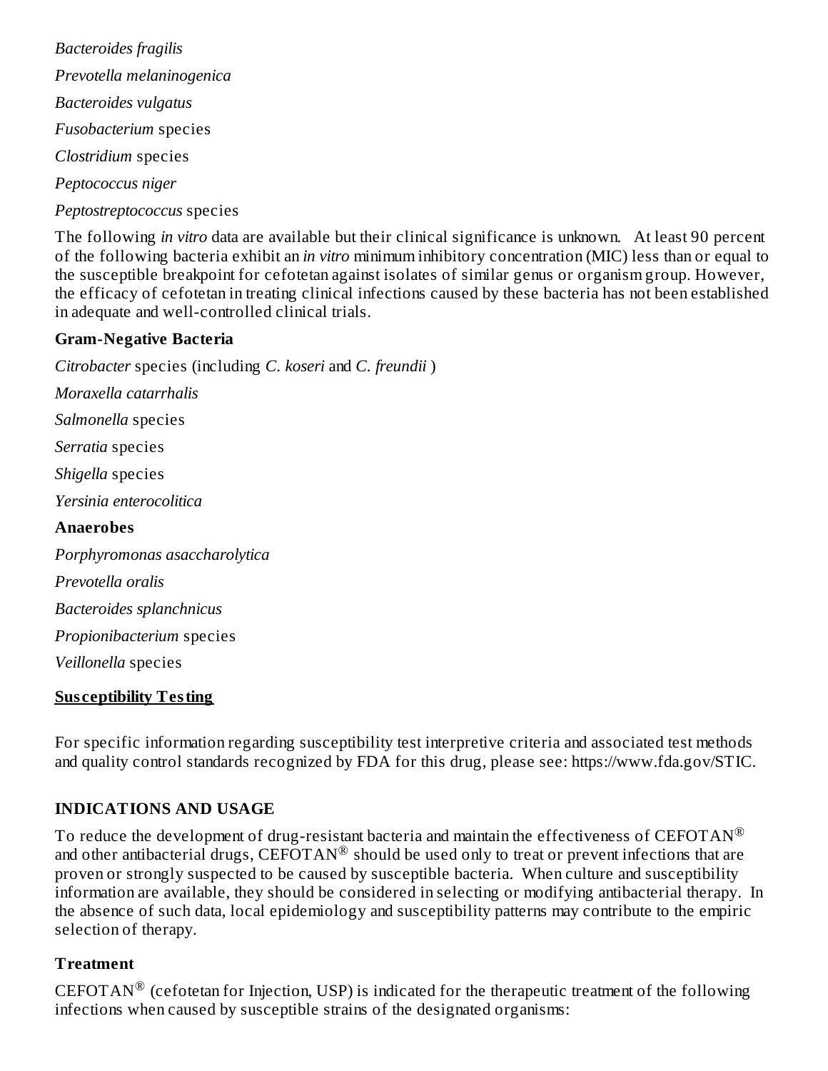*Bacteroides fragilis*

*Prevotella melaninogenica*

*Bacteroides vulgatus*

*Fusobacterium* species

*Clostridium* species

*Peptococcus niger*

*Peptostreptococcus* species

The following *in vitro* data are available but their clinical significance is unknown. At least 90 percent of the following bacteria exhibit an *in vitro* minimum inhibitory concentration (MIC) less than or equal to the susceptible breakpoint for cefotetan against isolates of similar genus or organism group. However, the efficacy of cefotetan in treating clinical infections caused by these bacteria has not been established in adequate and well-controlled clinical trials.

**Gram-Negative Bacteria**

*Citrobacter* species (including *C. koseri* and *C. freundii* )

*Moraxella catarrhalis*

*Salmonella* species

*Serratia* species

*Shigella* species

*Yersinia enterocolitica*

**Anaerobes**

*Porphyromonas asaccharolytica*

*Prevotella oralis*

*Bacteroides splanchnicus*

*Propionibacterium* species

*Veillonella* species

**Susceptibility Testing**

For specific information regarding susceptibility test interpretive criteria and associated test methods and quality control standards recognized by FDA for this drug, please see: https://www.fda.gov/STIC.

## INDICATIONS AND USAGE

To reduce the development of drug-resistant bacteria and maintain the effectiveness of CEFOTAN® and other antibacterial drugs, CEFOTAN® should be used only to treat or prevent infections that are proven or strongly suspected to be caused by susceptible bacteria. When culture and susceptibility information are available, they should be considered in selecting or modifying antibacterial therapy. In the absence of such data, local epidemiology and susceptibility patterns may contribute to the empiric selection of therapy.

### Treatment

CEFOTAN® (cefotetan for Injection, USP) is indicated for the therapeutic treatment of the following infections when caused by susceptible strains of the designated organisms: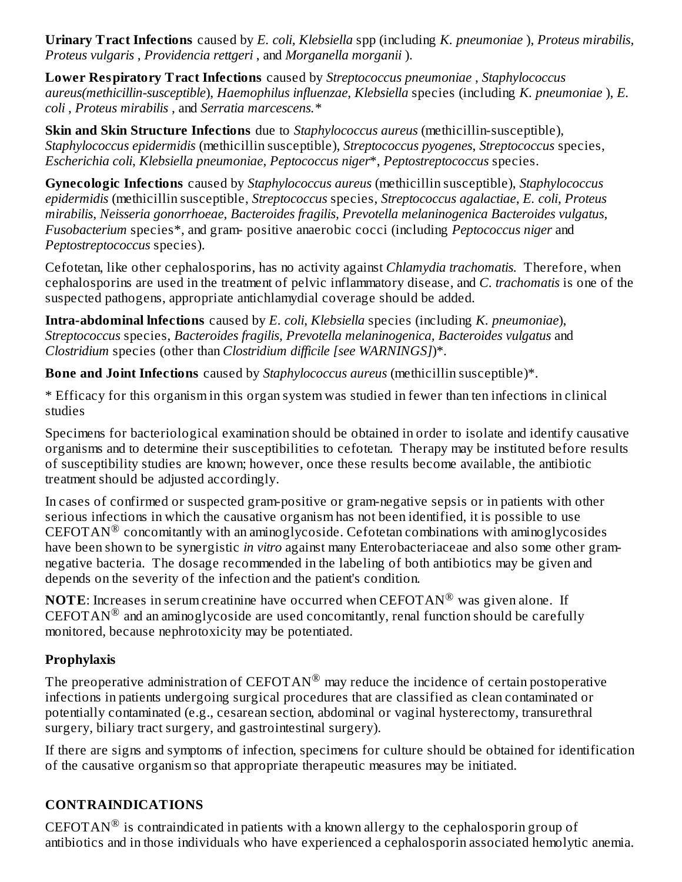**Urinary Tract Infections** caused by *E. coli, Klebsiella* spp (including *K. pneumoniae* ), *Proteus mirabilis, Proteus vulgaris* , *Providencia rettgeri* , and *Morganella morganii* ).

**Lower Respiratory Tract Infections** caused by *Streptococcus pneumoniae* , *Staphylococcus aureus(methicillin-susceptible*), *Haemophilus influenzae*, *Klebsiella* species (including *K. pneumoniae* ), *E. coli* , *Proteus mirabilis* , and *Serratia marcescens.**

**Skin and Skin Structure Infections** due to *Staphylococcus aureus* (methicillin-susceptible), *Staphylococcus epidermidis* (methicillin susceptible), *Streptococcus pyogenes*, *Streptococcus* species, *Escherichia coli*, *Klebsiella pneumoniae*, *Peptococcus niger**, *Peptostreptococcus* species.

**Gynecologic Infections** caused by *Staphylococcus aureus* (methicillin susceptible), *Staphylococcus epidermidis* (methicillin susceptible, *Streptococcus* species, *Streptococcus agalactiae*, *E. coli*, *Proteus mirabilis*, *Neisseria gonorrhoeae*, *Bacteroides fragilis*, *Prevotella melaninogenica Bacteroides vulgatus*, *Fusobacterium* species*, and gram- positive anaerobic cocci (including *Peptococcus niger* and *Peptostreptococcus* species).

Cefotetan, like other cephalosporins, has no activity against *Chlamydia trachomatis.* Therefore, when cephalosporins are used in the treatment of pelvic inflammatory disease, and *C. trachomatis* is one of the suspected pathogens, appropriate antichlamydial coverage should be added.

**Intra-abdominal lnfections** caused by *E. coli*, *Klebsiella* species (including *K. pneumoniae*), *Streptococcus* species, *Bacteroides fragilis, Prevotella melaninogenica, Bacteroides vulgatus* and *Clostridium* species (other than *Clostridium difficile [see WARNINGS]*)*.

**Bone and Joint Infections** caused by *Staphylococcus aureus* (methicillin susceptible)*.

* Efficacy for this organism in this organ system was studied in fewer than ten infections in clinical studies

Specimens for bacteriological examination should be obtained in order to isolate and identify causative organisms and to determine their susceptibilities to cefotetan. Therapy may be instituted before results of susceptibility studies are known; however, once these results become available, the antibiotic treatment should be adjusted accordingly.

In cases of confirmed or suspected gram-positive or gram-negative sepsis or in patients with other serious infections in which the causative organism has not been identified, it is possible to use CEFOTAN® concomitantly with an aminoglycoside. Cefotetan combinations with aminoglycosides have been shown to be synergistic *in vitro* against many Enterobacteriaceae and also some other gram-negative bacteria. The dosage recommended in the labeling of both antibiotics may be given and depends on the severity of the infection and the patient's condition.

**NOTE**: Increases in serum creatinine have occurred when CEFOTAN® was given alone. If CEFOTAN® and an aminoglycoside are used concomitantly, renal function should be carefully monitored, because nephrotoxicity may be potentiated.

### Prophylaxis

The preoperative administration of CEFOTAN® may reduce the incidence of certain postoperative infections in patients undergoing surgical procedures that are classified as clean contaminated or potentially contaminated (e.g., cesarean section, abdominal or vaginal hysterectomy, transurethral surgery, biliary tract surgery, and gastrointestinal surgery).

If there are signs and symptoms of infection, specimens for culture should be obtained for identification of the causative organism so that appropriate therapeutic measures may be initiated.

## CONTRAINDICATIONS

CEFOTAN® is contraindicated in patients with a known allergy to the cephalosporin group of antibiotics and in those individuals who have experienced a cephalosporin associated hemolytic anemia.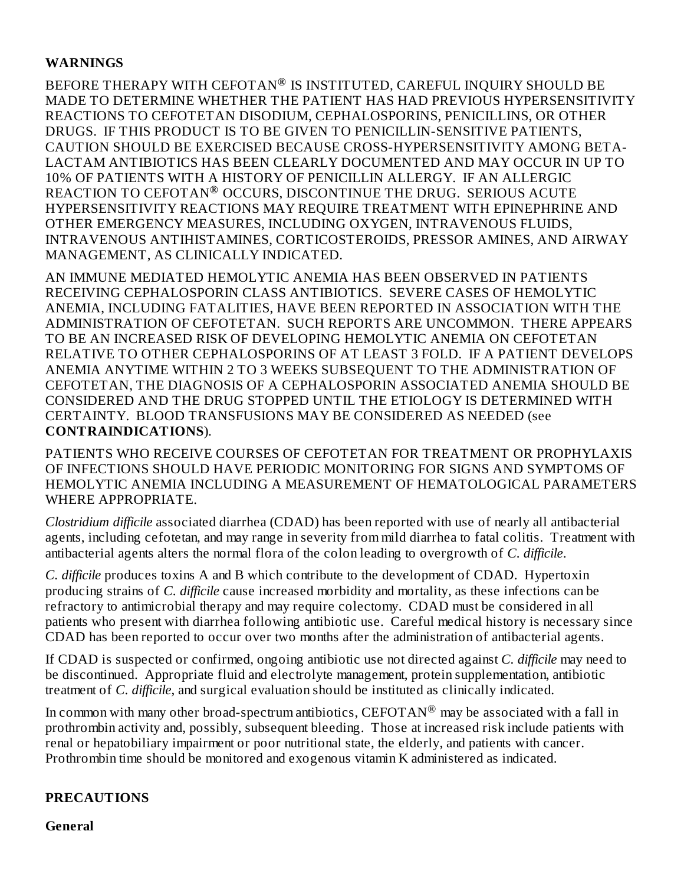## WARNINGS

BEFORE THERAPY WITH CEFOTAN® IS INSTITUTED, CAREFUL INQUIRY SHOULD BE MADE TO DETERMINE WHETHER THE PATIENT HAS HAD PREVIOUS HYPERSENSITIVITY REACTIONS TO CEFOTETAN DISODIUM, CEPHALOSPORINS, PENICILLINS, OR OTHER DRUGS. IF THIS PRODUCT IS TO BE GIVEN TO PENICILLIN-SENSITIVE PATIENTS, CAUTION SHOULD BE EXERCISED BECAUSE CROSS-HYPERSENSITIVITY AMONG BETA-LACTAM ANTIBIOTICS HAS BEEN CLEARLY DOCUMENTED AND MAY OCCUR IN UP TO 10% OF PATIENTS WITH A HISTORY OF PENICILLIN ALLERGY. IF AN ALLERGIC REACTION TO CEFOTAN® OCCURS, DISCONTINUE THE DRUG. SERIOUS ACUTE HYPERSENSITIVITY REACTIONS MAY REQUIRE TREATMENT WITH EPINEPHRINE AND OTHER EMERGENCY MEASURES, INCLUDING OXYGEN, INTRAVENOUS FLUIDS, INTRAVENOUS ANTIHISTAMINES, CORTICOSTEROIDS, PRESSOR AMINES, AND AIRWAY MANAGEMENT, AS CLINICALLY INDICATED.

AN IMMUNE MEDIATED HEMOLYTIC ANEMIA HAS BEEN OBSERVED IN PATIENTS RECEIVING CEPHALOSPORIN CLASS ANTIBIOTICS. SEVERE CASES OF HEMOLYTIC ANEMIA, INCLUDING FATALITIES, HAVE BEEN REPORTED IN ASSOCIATION WITH THE ADMINISTRATION OF CEFOTETAN. SUCH REPORTS ARE UNCOMMON. THERE APPEARS TO BE AN INCREASED RISK OF DEVELOPING HEMOLYTIC ANEMIA ON CEFOTETAN RELATIVE TO OTHER CEPHALOSPORINS OF AT LEAST 3 FOLD. IF A PATIENT DEVELOPS ANEMIA ANYTIME WITHIN 2 TO 3 WEEKS SUBSEQUENT TO THE ADMINISTRATION OF CEFOTETAN, THE DIAGNOSIS OF A CEPHALOSPORIN ASSOCIATED ANEMIA SHOULD BE CONSIDERED AND THE DRUG STOPPED UNTIL THE ETIOLOGY IS DETERMINED WITH CERTAINTY. BLOOD TRANSFUSIONS MAY BE CONSIDERED AS NEEDED (see **CONTRAINDICATIONS**).

PATIENTS WHO RECEIVE COURSES OF CEFOTETAN FOR TREATMENT OR PROPHYLAXIS OF INFECTIONS SHOULD HAVE PERIODIC MONITORING FOR SIGNS AND SYMPTOMS OF HEMOLYTIC ANEMIA INCLUDING A MEASUREMENT OF HEMATOLOGICAL PARAMETERS WHERE APPROPRIATE.

*Clostridium difficile* associated diarrhea (CDAD) has been reported with use of nearly all antibacterial agents, including cefotetan, and may range in severity from mild diarrhea to fatal colitis. Treatment with antibacterial agents alters the normal flora of the colon leading to overgrowth of *C. difficile*.

*C. difficile* produces toxins A and B which contribute to the development of CDAD. Hypertoxin producing strains of *C. difficile* cause increased morbidity and mortality, as these infections can be refractory to antimicrobial therapy and may require colectomy. CDAD must be considered in all patients who present with diarrhea following antibiotic use. Careful medical history is necessary since CDAD has been reported to occur over two months after the administration of antibacterial agents.

If CDAD is suspected or confirmed, ongoing antibiotic use not directed against *C. difficile* may need to be discontinued. Appropriate fluid and electrolyte management, protein supplementation, antibiotic treatment of *C. difficile*, and surgical evaluation should be instituted as clinically indicated.

In common with many other broad-spectrum antibiotics, CEFOTAN® may be associated with a fall in prothrombin activity and, possibly, subsequent bleeding. Those at increased risk include patients with renal or hepatobiliary impairment or poor nutritional state, the elderly, and patients with cancer. Prothrombin time should be monitored and exogenous vitamin K administered as indicated.

## PRECAUTIONS

### General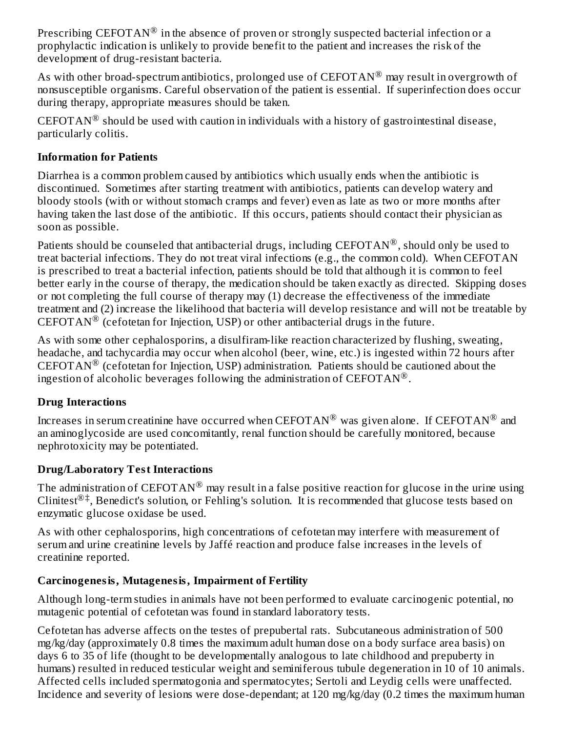Prescribing CEFOTAN® in the absence of proven or strongly suspected bacterial infection or a prophylactic indication is unlikely to provide benefit to the patient and increases the risk of the development of drug-resistant bacteria.

As with other broad-spectrum antibiotics, prolonged use of CEFOTAN® may result in overgrowth of nonsusceptible organisms. Careful observation of the patient is essential. If superinfection does occur during therapy, appropriate measures should be taken.

CEFOTAN® should be used with caution in individuals with a history of gastrointestinal disease, particularly colitis.

**Information for Patients**

Diarrhea is a common problem caused by antibiotics which usually ends when the antibiotic is discontinued. Sometimes after starting treatment with antibiotics, patients can develop watery and bloody stools (with or without stomach cramps and fever) even as late as two or more months after having taken the last dose of the antibiotic. If this occurs, patients should contact their physician as soon as possible.

Patients should be counseled that antibacterial drugs, including CEFOTAN®, should only be used to treat bacterial infections. They do not treat viral infections (e.g., the common cold). When CEFOTAN is prescribed to treat a bacterial infection, patients should be told that although it is common to feel better early in the course of therapy, the medication should be taken exactly as directed. Skipping doses or not completing the full course of therapy may (1) decrease the effectiveness of the immediate treatment and (2) increase the likelihood that bacteria will develop resistance and will not be treatable by CEFOTAN® (cefotetan for Injection, USP) or other antibacterial drugs in the future.

As with some other cephalosporins, a disulfiram-like reaction characterized by flushing, sweating, headache, and tachycardia may occur when alcohol (beer, wine, etc.) is ingested within 72 hours after CEFOTAN® (cefotetan for Injection, USP) administration. Patients should be cautioned about the ingestion of alcoholic beverages following the administration of CEFOTAN®.

**Drug Interactions**

Increases in serum creatinine have occurred when CEFOTAN® was given alone. If CEFOTAN® and an aminoglycoside are used concomitantly, renal function should be carefully monitored, because nephrotoxicity may be potentiated.

**Drug/Laboratory Test Interactions**

The administration of CEFOTAN® may result in a false positive reaction for glucose in the urine using Clinitest®‡, Benedict's solution, or Fehling's solution. It is recommended that glucose tests based on enzymatic glucose oxidase be used.

As with other cephalosporins, high concentrations of cefotetan may interfere with measurement of serum and urine creatinine levels by Jaffé reaction and produce false increases in the levels of creatinine reported.

**Carcinogenesis, Mutagenesis, Impairment of Fertility**

Although long-term studies in animals have not been performed to evaluate carcinogenic potential, no mutagenic potential of cefotetan was found in standard laboratory tests.

Cefotetan has adverse affects on the testes of prepubertal rats. Subcutaneous administration of 500 mg/kg/day (approximately 0.8 times the maximum adult human dose on a body surface area basis) on days 6 to 35 of life (thought to be developmentally analogous to late childhood and prepuberty in humans) resulted in reduced testicular weight and seminiferous tubule degeneration in 10 of 10 animals. Affected cells included spermatogonia and spermatocytes; Sertoli and Leydig cells were unaffected. Incidence and severity of lesions were dose-dependant; at 120 mg/kg/day (0.2 times the maximum human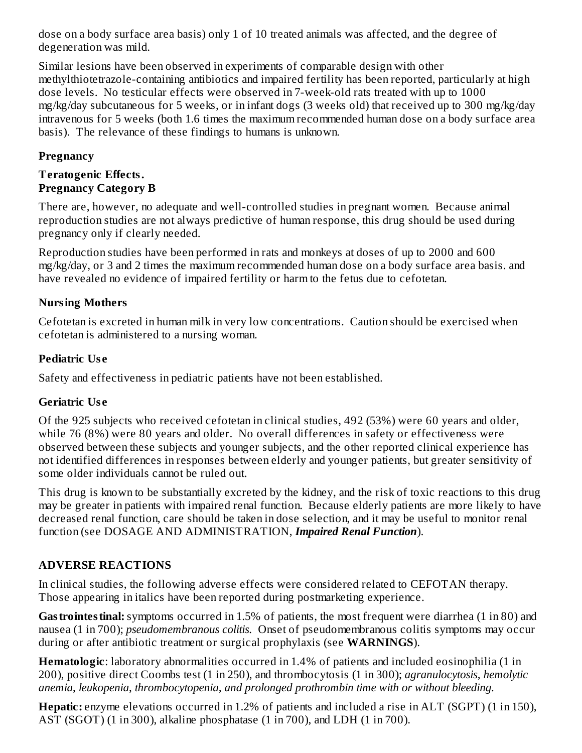dose on a body surface area basis) only 1 of 10 treated animals was affected, and the degree of degeneration was mild.

Similar lesions have been observed in experiments of comparable design with other methylthiotetrazole-containing antibiotics and impaired fertility has been reported, particularly at high dose levels. No testicular effects were observed in 7-week-old rats treated with up to 1000 mg/kg/day subcutaneous for 5 weeks, or in infant dogs (3 weeks old) that received up to 300 mg/kg/day intravenous for 5 weeks (both 1.6 times the maximum recommended human dose on a body surface area basis). The relevance of these findings to humans is unknown.

**Pregnancy**

**Teratogenic Effects.**
**Pregnancy Category B**

There are, however, no adequate and well-controlled studies in pregnant women. Because animal reproduction studies are not always predictive of human response, this drug should be used during pregnancy only if clearly needed.

Reproduction studies have been performed in rats and monkeys at doses of up to 2000 and 600 mg/kg/day, or 3 and 2 times the maximum recommended human dose on a body surface area basis. and have revealed no evidence of impaired fertility or harm to the fetus due to cefotetan.

**Nursing Mothers**

Cefotetan is excreted in human milk in very low concentrations. Caution should be exercised when cefotetan is administered to a nursing woman.

**Pediatric Use**

Safety and effectiveness in pediatric patients have not been established.

**Geriatric Use**

Of the 925 subjects who received cefotetan in clinical studies, 492 (53%) were 60 years and older, while 76 (8%) were 80 years and older. No overall differences in safety or effectiveness were observed between these subjects and younger subjects, and the other reported clinical experience has not identified differences in responses between elderly and younger patients, but greater sensitivity of some older individuals cannot be ruled out.

This drug is known to be substantially excreted by the kidney, and the risk of toxic reactions to this drug may be greater in patients with impaired renal function. Because elderly patients are more likely to have decreased renal function, care should be taken in dose selection, and it may be useful to monitor renal function (see DOSAGE AND ADMINISTRATION, ***Impaired Renal Function***).

## ADVERSE REACTIONS

In clinical studies, the following adverse effects were considered related to CEFOTAN therapy. Those appearing in italics have been reported during postmarketing experience.

**Gastrointestinal:** symptoms occurred in 1.5% of patients, the most frequent were diarrhea (1 in 80) and nausea (1 in 700); *pseudomembranous colitis.* Onset of pseudomembranous colitis symptoms may occur during or after antibiotic treatment or surgical prophylaxis (see **WARNINGS**).

**Hematologic**: laboratory abnormalities occurred in 1.4% of patients and included eosinophilia (1 in 200), positive direct Coombs test (1 in 250), and thrombocytosis (1 in 300); *agranulocytosis, hemolytic anemia, leukopenia, thrombocytopenia, and prolonged prothrombin time with or without bleeding.*

**Hepatic:** enzyme elevations occurred in 1.2% of patients and included a rise in ALT (SGPT) (1 in 150), AST (SGOT) (1 in 300), alkaline phosphatase (1 in 700), and LDH (1 in 700).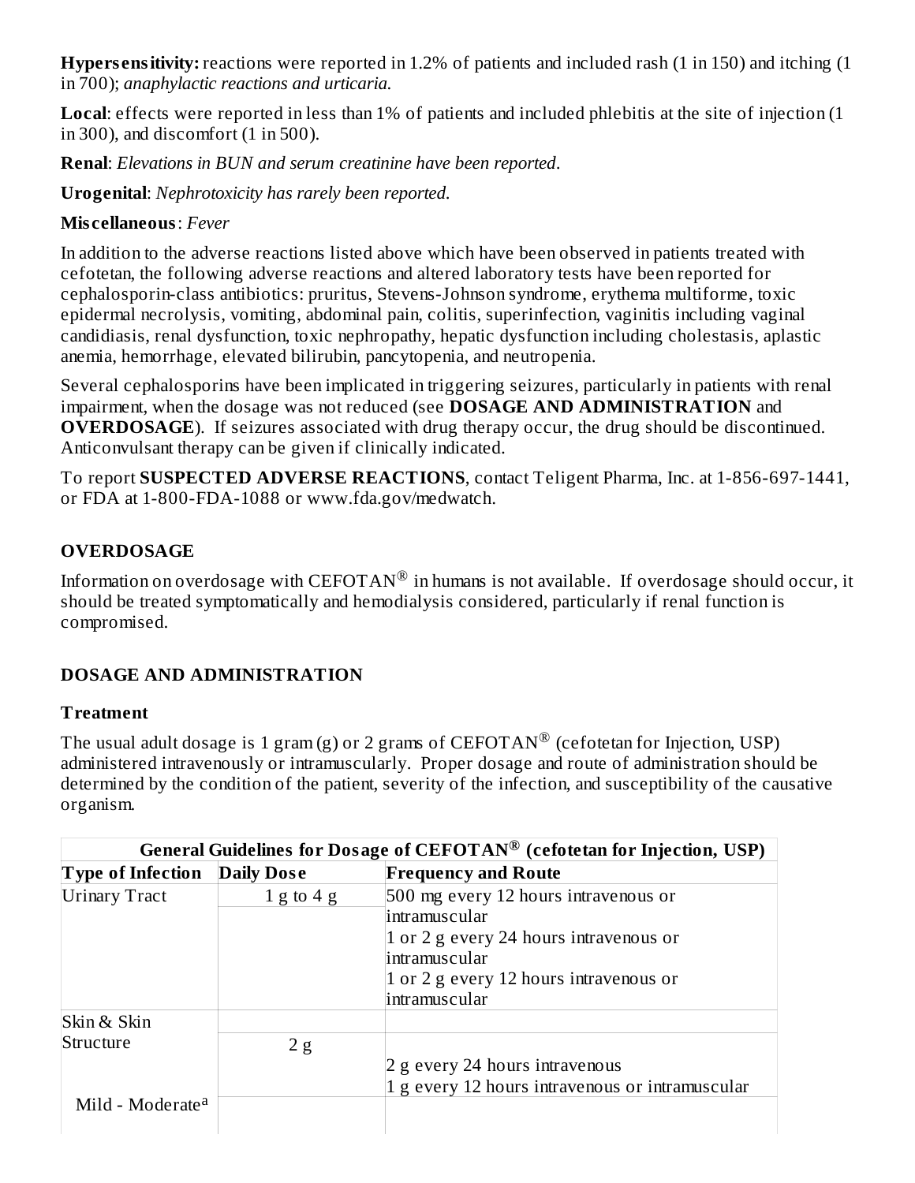**Hypersensitivity:** reactions were reported in 1.2% of patients and included rash (1 in 150) and itching (1 in 700); *anaphylactic reactions and urticaria.*

**Local**: effects were reported in less than 1% of patients and included phlebitis at the site of injection (1 in 300), and discomfort (1 in 500).

**Renal**: *Elevations in BUN and serum creatinine have been reported.*

**Urogenital**: *Nephrotoxicity has rarely been reported.*

**Miscellaneous**: *Fever*

In addition to the adverse reactions listed above which have been observed in patients treated with cefotetan, the following adverse reactions and altered laboratory tests have been reported for cephalosporin-class antibiotics: pruritus, Stevens-Johnson syndrome, erythema multiforme, toxic epidermal necrolysis, vomiting, abdominal pain, colitis, superinfection, vaginitis including vaginal candidiasis, renal dysfunction, toxic nephropathy, hepatic dysfunction including cholestasis, aplastic anemia, hemorrhage, elevated bilirubin, pancytopenia, and neutropenia.

Several cephalosporins have been implicated in triggering seizures, particularly in patients with renal impairment, when the dosage was not reduced (see **DOSAGE AND ADMINISTRATION** and **OVERDOSAGE**). If seizures associated with drug therapy occur, the drug should be discontinued. Anticonvulsant therapy can be given if clinically indicated.

To report **SUSPECTED ADVERSE REACTIONS**, contact Teligent Pharma, Inc. at 1-856-697-1441, or FDA at 1-800-FDA-1088 or www.fda.gov/medwatch.

## OVERDOSAGE

Information on overdosage with CEFOTAN® in humans is not available. If overdosage should occur, it should be treated symptomatically and hemodialysis considered, particularly if renal function is compromised.

## DOSAGE AND ADMINISTRATION

### Treatment

The usual adult dosage is 1 gram (g) or 2 grams of CEFOTAN® (cefotetan for Injection, USP) administered intravenously or intramuscularly. Proper dosage and route of administration should be determined by the condition of the patient, severity of the infection, and susceptibility of the causative organism.

| General Guidelines for Dosage of CEFOTAN® (cefotetan for Injection, USP) | | |
|---|---|---|
| **Type of Infection** | **Daily Dose** | **Frequency and Route** |
| Urinary Tract | 1 g to 4 g | 500 mg every 12 hours intravenous or intramuscular<br>1 or 2 g every 24 hours intravenous or intramuscular<br>1 or 2 g every 12 hours intravenous or intramuscular |
| Skin & Skin Structure | | |
| Mild - Moderate[a] | 2 g | 2 g every 24 hours intravenous<br>1 g every 12 hours intravenous or intramuscular |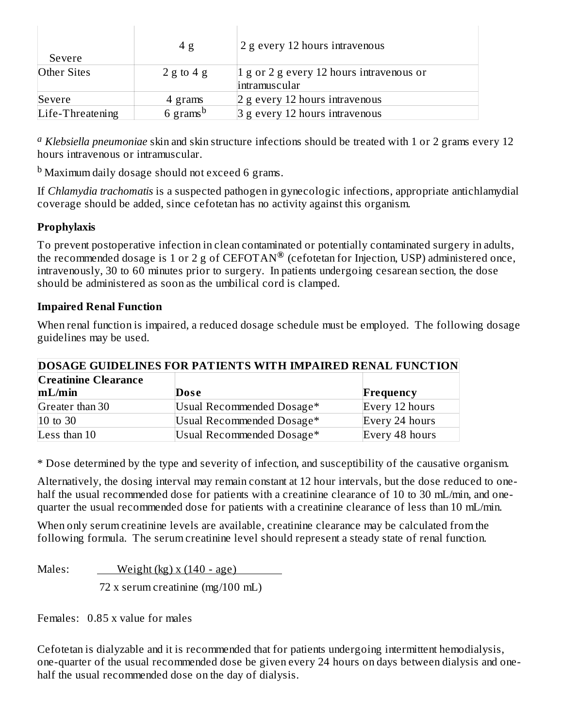| | | |
|---|---|---|
| Severe | 4 g | 2 g every 12 hours intravenous |
| Other Sites | 2 g to 4 g | 1 g or 2 g every 12 hours intravenous or intramuscular |
| Severe | 4 grams | 2 g every 12 hours intravenous |
| Life-Threatening | 6 grams[b] | 3 g every 12 hours intravenous |

[a] *Klebsiella pneumoniae* skin and skin structure infections should be treated with 1 or 2 grams every 12 hours intravenous or intramuscular.

[b] Maximum daily dosage should not exceed 6 grams.

If *Chlamydia trachomatis* is a suspected pathogen in gynecologic infections, appropriate antichlamydial coverage should be added, since cefotetan has no activity against this organism.

**Prophylaxis**

To prevent postoperative infection in clean contaminated or potentially contaminated surgery in adults, the recommended dosage is 1 or 2 g of CEFOTAN® (cefotetan for Injection, USP) administered once, intravenously, 30 to 60 minutes prior to surgery. In patients undergoing cesarean section, the dose should be administered as soon as the umbilical cord is clamped.

**Impaired Renal Function**

When renal function is impaired, a reduced dosage schedule must be employed. The following dosage guidelines may be used.

**DOSAGE GUIDELINES FOR PATIENTS WITH IMPAIRED RENAL FUNCTION**

| Creatinine Clearance mL/min | Dose | Frequency |
|---|---|---|
| Greater than 30 | Usual Recommended Dosage* | Every 12 hours |
| 10 to 30 | Usual Recommended Dosage* | Every 24 hours |
| Less than 10 | Usual Recommended Dosage* | Every 48 hours |

* Dose determined by the type and severity of infection, and susceptibility of the causative organism.

Alternatively, the dosing interval may remain constant at 12 hour intervals, but the dose reduced to one-half the usual recommended dose for patients with a creatinine clearance of 10 to 30 mL/min, and one-quarter the usual recommended dose for patients with a creatinine clearance of less than 10 mL/min.

When only serum creatinine levels are available, creatinine clearance may be calculated from the following formula. The serum creatinine level should represent a steady state of renal function.

$$\text{Males: } \frac{\text{Weight (kg)} \times (140 - \text{age})}{72 \times \text{serum creatinine (mg/100 mL)}}$$

Females: 0.85 x value for males

Cefotetan is dialyzable and it is recommended that for patients undergoing intermittent hemodialysis, one-quarter of the usual recommended dose be given every 24 hours on days between dialysis and one-half the usual recommended dose on the day of dialysis.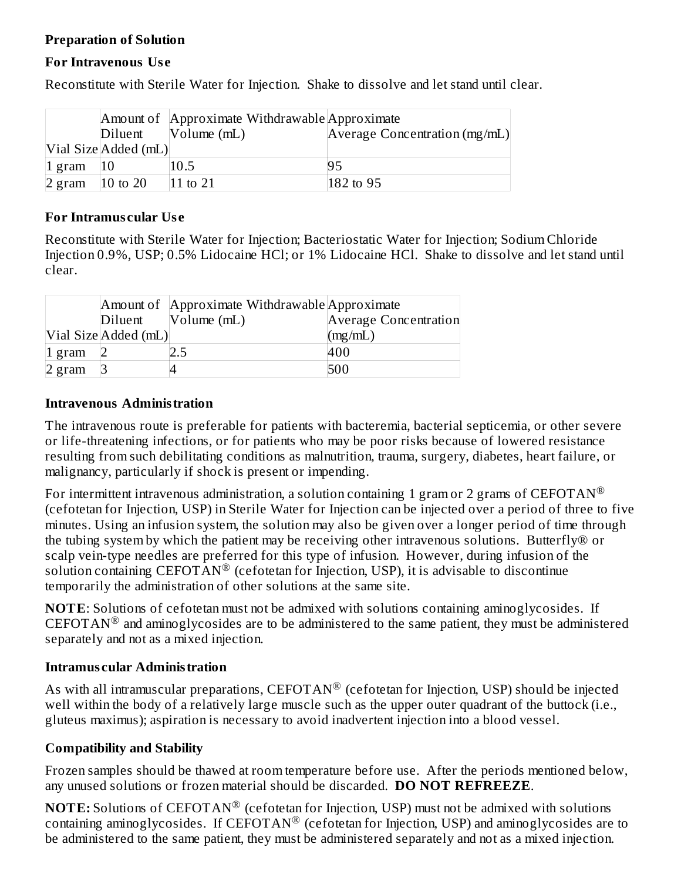### Preparation of Solution

#### For Intravenous Use

Reconstitute with Sterile Water for Injection. Shake to dissolve and let stand until clear.

| Vial Size | Amount of Diluent Added (mL) | Approximate Withdrawable Volume (mL) | Approximate Average Concentration (mg/mL) |
|---|---|---|---|
| 1 gram | 10 | 10.5 | 95 |
| 2 gram | 10 to 20 | 11 to 21 | 182 to 95 |

#### For Intramuscular Use

Reconstitute with Sterile Water for Injection; Bacteriostatic Water for Injection; Sodium Chloride Injection 0.9%, USP; 0.5% Lidocaine HCl; or 1% Lidocaine HCl. Shake to dissolve and let stand until clear.

| Vial Size | Amount of Diluent Added (mL) | Approximate Withdrawable Volume (mL) | Approximate Average Concentration (mg/mL) |
|---|---|---|---|
| 1 gram | 2 | 2.5 | 400 |
| 2 gram | 3 | 4 | 500 |

### Intravenous Administration

The intravenous route is preferable for patients with bacteremia, bacterial septicemia, or other severe or life-threatening infections, or for patients who may be poor risks because of lowered resistance resulting from such debilitating conditions as malnutrition, trauma, surgery, diabetes, heart failure, or malignancy, particularly if shock is present or impending.

For intermittent intravenous administration, a solution containing 1 gram or 2 grams of CEFOTAN® (cefotetan for Injection, USP) in Sterile Water for Injection can be injected over a period of three to five minutes. Using an infusion system, the solution may also be given over a longer period of time through the tubing system by which the patient may be receiving other intravenous solutions. Butterfly® or scalp vein-type needles are preferred for this type of infusion. However, during infusion of the solution containing CEFOTAN® (cefotetan for Injection, USP), it is advisable to discontinue temporarily the administration of other solutions at the same site.

**NOTE**: Solutions of cefotetan must not be admixed with solutions containing aminoglycosides. If CEFOTAN® and aminoglycosides are to be administered to the same patient, they must be administered separately and not as a mixed injection.

### Intramuscular Administration

As with all intramuscular preparations, CEFOTAN® (cefotetan for Injection, USP) should be injected well within the body of a relatively large muscle such as the upper outer quadrant of the buttock (i.e., gluteus maximus); aspiration is necessary to avoid inadvertent injection into a blood vessel.

### Compatibility and Stability

Frozen samples should be thawed at room temperature before use. After the periods mentioned below, any unused solutions or frozen material should be discarded. **DO NOT REFREEZE**.

**NOTE:** Solutions of CEFOTAN® (cefotetan for Injection, USP) must not be admixed with solutions containing aminoglycosides. If CEFOTAN® (cefotetan for Injection, USP) and aminoglycosides are to be administered to the same patient, they must be administered separately and not as a mixed injection.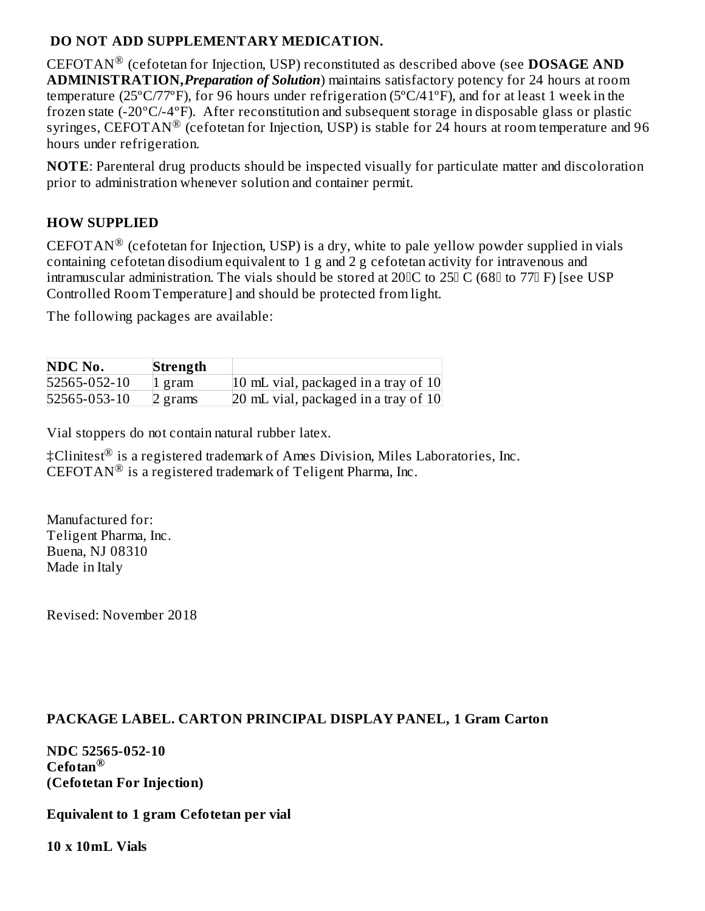**DO NOT ADD SUPPLEMENTARY MEDICATION.**

CEFOTAN® (cefotetan for Injection, USP) reconstituted as described above (see **DOSAGE AND ADMINISTRATION,** ***Preparation of Solution***) maintains satisfactory potency for 24 hours at room temperature (25ºC/77ºF), for 96 hours under refrigeration (5ºC/41ºF), and for at least 1 week in the frozen state (-20ºC/-4ºF). After reconstitution and subsequent storage in disposable glass or plastic syringes, CEFOTAN® (cefotetan for Injection, USP) is stable for 24 hours at room temperature and 96 hours under refrigeration.

**NOTE**: Parenteral drug products should be inspected visually for particulate matter and discoloration prior to administration whenever solution and container permit.

## HOW SUPPLIED

CEFOTAN® (cefotetan for Injection, USP) is a dry, white to pale yellow powder supplied in vials containing cefotetan disodium equivalent to 1 g and 2 g cefotetan activity for intravenous and intramuscular administration. The vials should be stored at 20°C to 25° C (68° to 77° F) [see USP Controlled Room Temperature] and should be protected from light.

The following packages are available:

| NDC No. | Strength | |
|---|---|---|
| 52565-052-10 | 1 gram | 10 mL vial, packaged in a tray of 10 |
| 52565-053-10 | 2 grams | 20 mL vial, packaged in a tray of 10 |

Vial stoppers do not contain natural rubber latex.

‡Clinitest® is a registered trademark of Ames Division, Miles Laboratories, Inc.
CEFOTAN® is a registered trademark of Teligent Pharma, Inc.

Manufactured for:
Teligent Pharma, Inc.
Buena, NJ 08310
Made in Italy

Revised: November 2018

## PACKAGE LABEL. CARTON PRINCIPAL DISPLAY PANEL, 1 Gram Carton

**NDC 52565-052-10**
**Cefotan®**
**(Cefotetan For Injection)**

**Equivalent to 1 gram Cefotetan per vial**

**10 x 10mL Vials**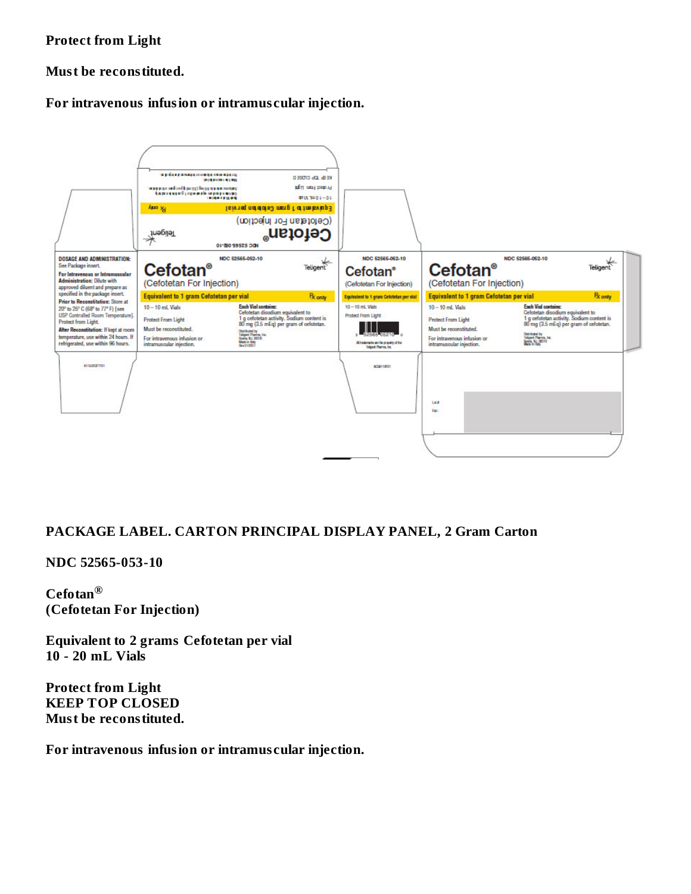**Protect from Light**

**Must be reconstituted.**

**For intravenous infusion or intramuscular injection.**

**DOSAGE AND ADMINISTRATION:** See Package insert.
**For Intravenous or Intramuscular Administration:** Dilute with approved diluent and prepare as specified in the package insert.
**Prior to Reconstitution:** Store at 20° to 25° C (68° to 77° F) [see USP Controlled Room Temperature]. Protect from Light.
**After Reconstitution:** If kept at room temperature, use within 24 hours. If refrigerated, use within 96 hours.

NDC 52565-052-10

**Cefotan®**
(Cefotetan For Injection)

Teligent

**Equivalent to 1 gram Cefotetan per vial** Rx only

10 – 10 mL Vials

Protect From Light

Must be reconstituted.

For intravenous infusion or intramuscular injection.

**Each Vial contains:** Cefotetan disodium equivalent to 1 g cefotetan activity. Sodium content is 80 mg (3.5 mEq) per gram of cefotetan.

Distributed by Teligent Pharma, Inc. Buena, NJ 08310 Made in Italy

KEEP TOP CLOSED

All trademarks are the property of the Teligent Pharma, Inc.

Lot #
Exp.:

**PACKAGE LABEL. CARTON PRINCIPAL DISPLAY PANEL, 2 Gram Carton**

**NDC 52565-053-10**

**Cefotan®**
**(Cefotetan For Injection)**

**Equivalent to 2 grams Cefotetan per vial**
**10 - 20 mL Vials**

**Protect from Light**
**KEEP TOP CLOSED**
**Must be reconstituted.**

**For intravenous infusion or intramuscular injection.**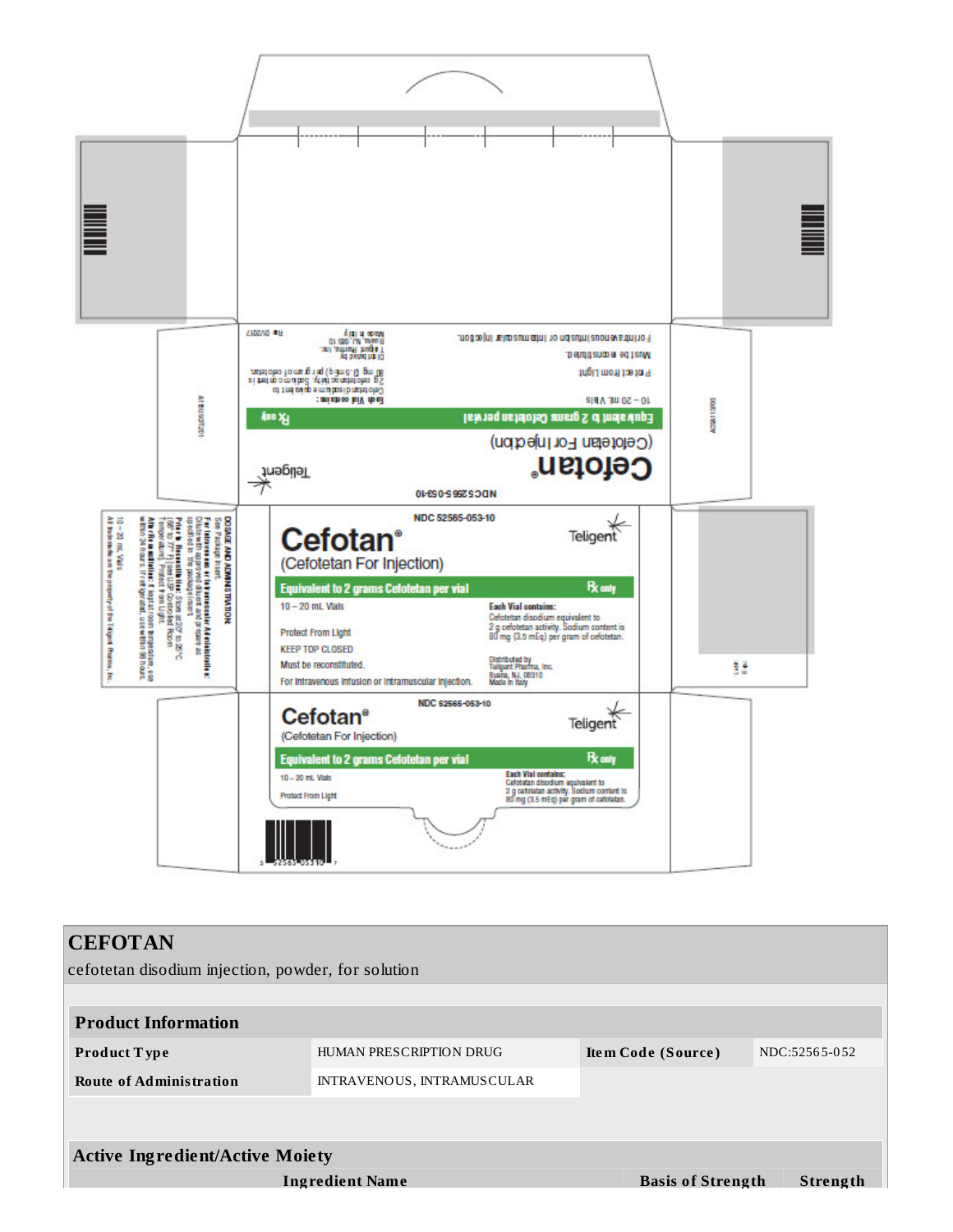NDC 52565-053-10

# Cefotan®

(Cefotetan For Injection)

**Equivalent to 2 grams Cefotetan per vial** ℞ only

10 – 20 mL Vials

Protect From Light

KEEP TOP CLOSED

Must be reconstituted.

For Intravenous Infusion or Intramuscular Injection.

**Each Vial contains:**
Cefotetan disodium equivalent to 2 g cefotetan activity. Sodium content is 80 mg (3.5 mEq) per gram of cefotetan.

Distributed by
Teligent Pharma, Inc.
Buena, NJ, 08310
Made in Italy

Teligent

**DOSAGE AND ADMINISTRATION:**
See Package Insert.

**For Intravenous or Intramuscular Administration:**
Dilute with approved diluent and prepare as specified in the package insert.

**Prior to Reconstitution:** Store at 20° to 25°C (68° to 77°F) [see USP Controlled Room Temperature]. Protect from light.

**After Reconstitution:** If kept at room temperature, use within 24 hours. If refrigerated, use within 96 hours.

10 – 20 mL Vials

All trademarks are the property of the Teligent Pharma, Inc.

Rev. 01/2017

| CEFOTAN | | | |
|---|---|---|---|
| cefotetan disodium injection, powder, for solution | | | |
| **Product Information** | | | |
| **Product Type** | HUMAN PRESCRIPTION DRUG | **Item Code (Source)** | NDC:52565-052 |
| **Route of Administration** | INTRAVENOUS, INTRAMUSCULAR | | |

| **Active Ingredient/Active Moiety** | | |
|---|---|---|
| **Ingredient Name** | **Basis of Strength** | **Strength** |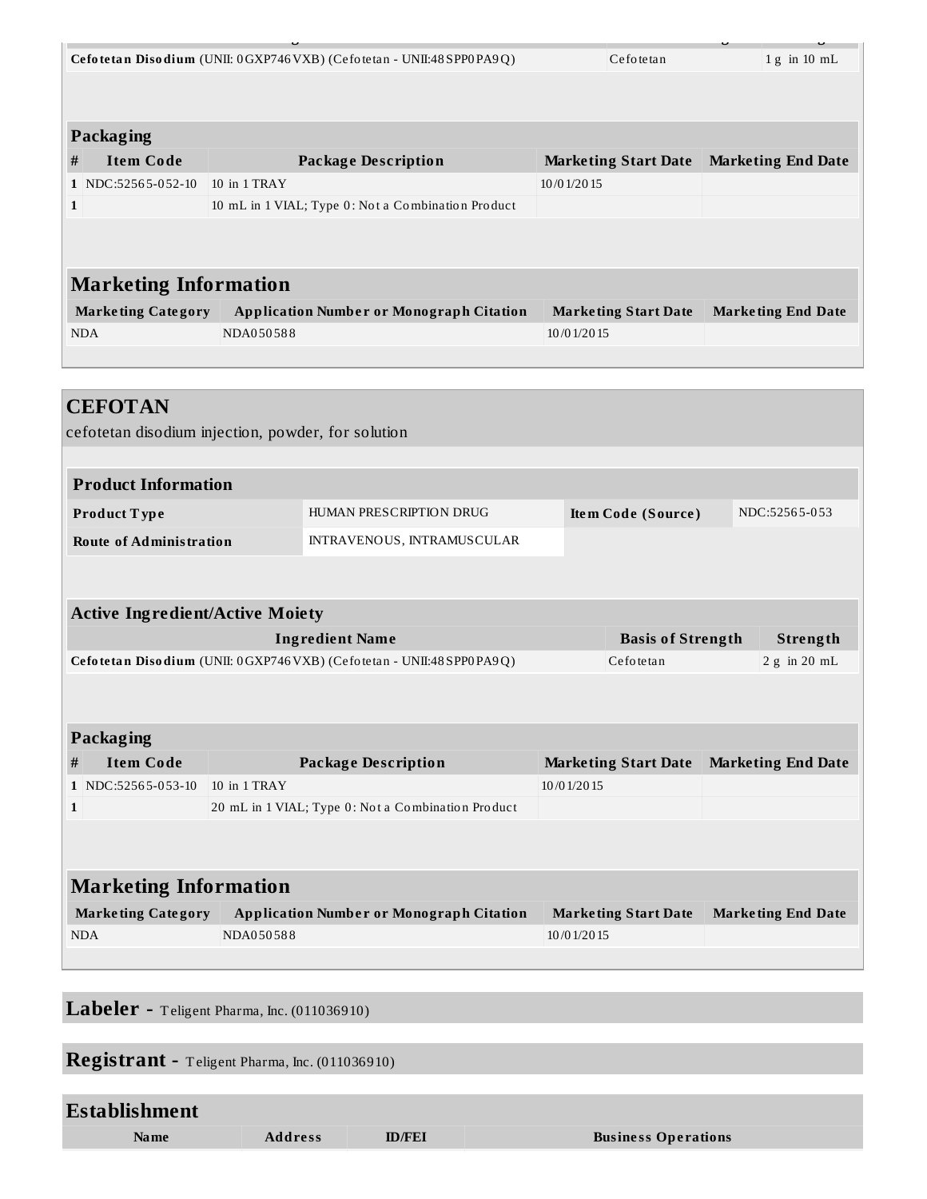| Ingredient Name | Basis of Strength | Strength |
|---|---|---|
| **Cefotetan Disodium** (UNII: 0GXP746VXB) (Cefotetan - UNII:48SPP0PA9Q) | Cefotetan | 1 g in 10 mL |

### Packaging

| # | Item Code | Package Description | Marketing Start Date | Marketing End Date |
|---|---|---|---|---|
| 1 | NDC:52565-052-10 | 10 in 1 TRAY | 10/01/2015 | |
| 1 | | 10 mL in 1 VIAL; Type 0: Not a Combination Product | | |

### Marketing Information

| Marketing Category | Application Number or Monograph Citation | Marketing Start Date | Marketing End Date |
|---|---|---|---|
| NDA | NDA050588 | 10/01/2015 | |

## CEFOTAN

cefotetan disodium injection, powder, for solution

### Product Information

| | | | |
|---|---|---|---|
| **Product Type** | HUMAN PRESCRIPTION DRUG | **Item Code (Source)** | NDC:52565-053 |
| **Route of Administration** | INTRAVENOUS, INTRAMUSCULAR | | |

### Active Ingredient/Active Moiety

| Ingredient Name | Basis of Strength | Strength |
|---|---|---|
| **Cefotetan Disodium** (UNII: 0GXP746VXB) (Cefotetan - UNII:48SPP0PA9Q) | Cefotetan | 2 g in 20 mL |

### Packaging

| # | Item Code | Package Description | Marketing Start Date | Marketing End Date |
|---|---|---|---|---|
| 1 | NDC:52565-053-10 | 10 in 1 TRAY | 10/01/2015 | |
| 1 | | 20 mL in 1 VIAL; Type 0: Not a Combination Product | | |

### Marketing Information

| Marketing Category | Application Number or Monograph Citation | Marketing Start Date | Marketing End Date |
|---|---|---|---|
| NDA | NDA050588 | 10/01/2015 | |

## Labeler - Teligent Pharma, Inc. (011036910)

## Registrant - Teligent Pharma, Inc. (011036910)

## Establishment

| Name | Address | ID/FEI | Business Operations |
|---|---|---|---|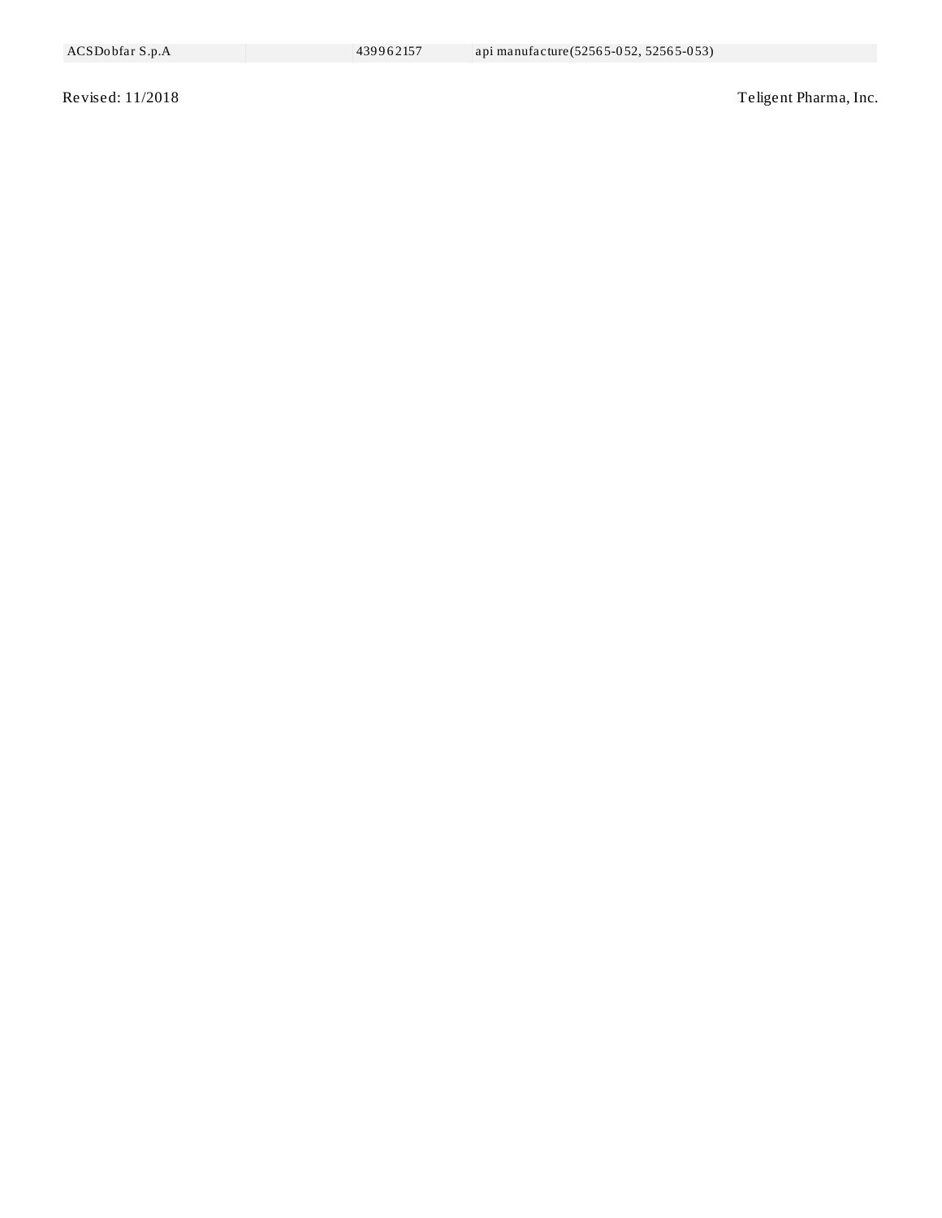| | | | |
|---|---|---|---|
| ACSDobfar S.p.A | | 439962157 | api manufacture(52565-052, 52565-053) |

Revised: 11/2018

Teligent Pharma, Inc.